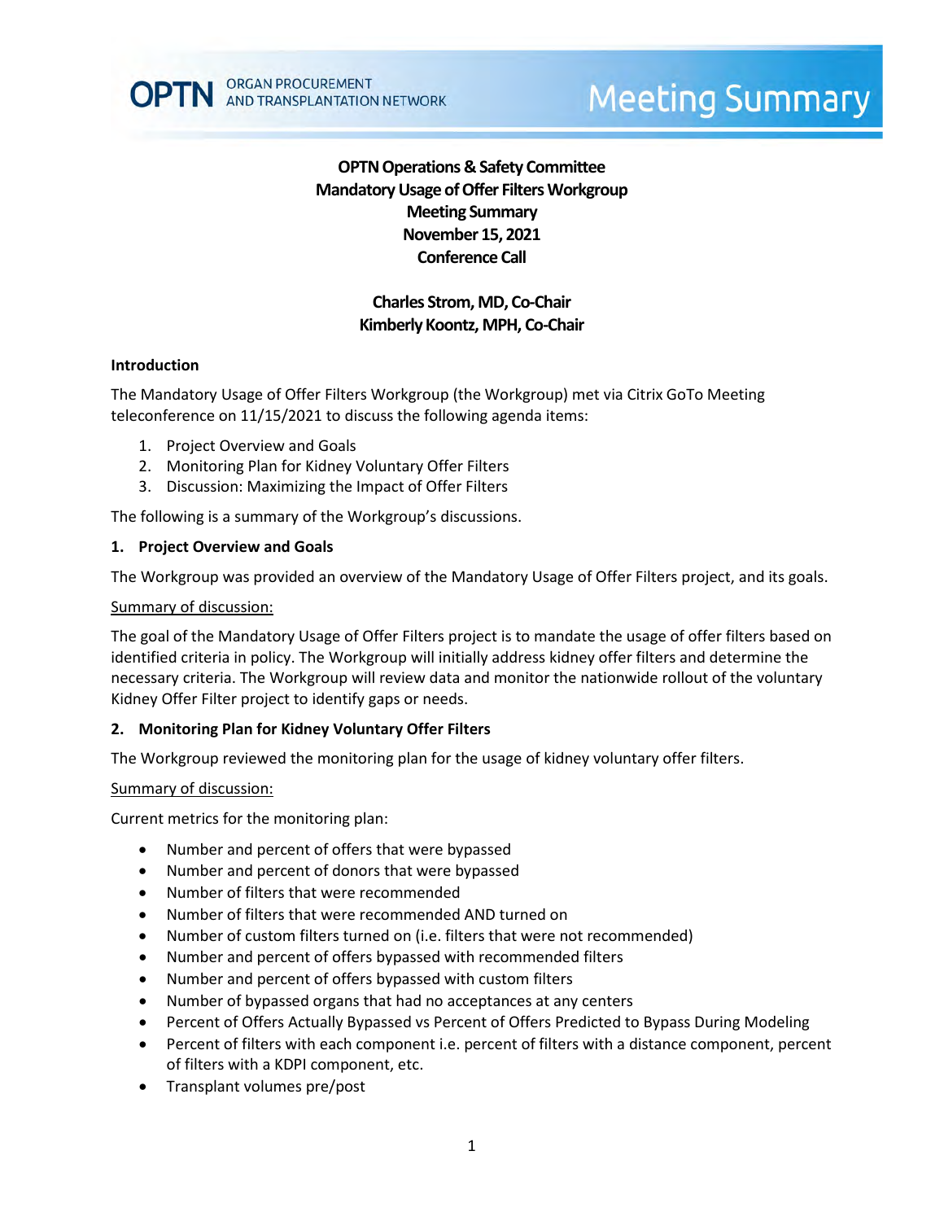OPTN ORGAN PROCUREMENT AND TRANSPLANTATION NETWORK

Meeting Summary

**OPTN Operations & Safety Committee**
**Mandatory Usage of Offer Filters Workgroup**
**Meeting Summary**
**November 15, 2021**
**Conference Call**

**Charles Strom, MD, Co-Chair**
**Kimberly Koontz, MPH, Co-Chair**

## Introduction

The Mandatory Usage of Offer Filters Workgroup (the Workgroup) met via Citrix GoTo Meeting teleconference on 11/15/2021 to discuss the following agenda items:

1. Project Overview and Goals
2. Monitoring Plan for Kidney Voluntary Offer Filters
3. Discussion: Maximizing the Impact of Offer Filters

The following is a summary of the Workgroup's discussions.

## 1. Project Overview and Goals

The Workgroup was provided an overview of the Mandatory Usage of Offer Filters project, and its goals.

Summary of discussion:

The goal of the Mandatory Usage of Offer Filters project is to mandate the usage of offer filters based on identified criteria in policy. The Workgroup will initially address kidney offer filters and determine the necessary criteria. The Workgroup will review data and monitor the nationwide rollout of the voluntary Kidney Offer Filter project to identify gaps or needs.

## 2. Monitoring Plan for Kidney Voluntary Offer Filters

The Workgroup reviewed the monitoring plan for the usage of kidney voluntary offer filters.

Summary of discussion:

Current metrics for the monitoring plan:

- Number and percent of offers that were bypassed
- Number and percent of donors that were bypassed
- Number of filters that were recommended
- Number of filters that were recommended AND turned on
- Number of custom filters turned on (i.e. filters that were not recommended)
- Number and percent of offers bypassed with recommended filters
- Number and percent of offers bypassed with custom filters
- Number of bypassed organs that had no acceptances at any centers
- Percent of Offers Actually Bypassed vs Percent of Offers Predicted to Bypass During Modeling
- Percent of filters with each component i.e. percent of filters with a distance component, percent of filters with a KDPI component, etc.
- Transplant volumes pre/post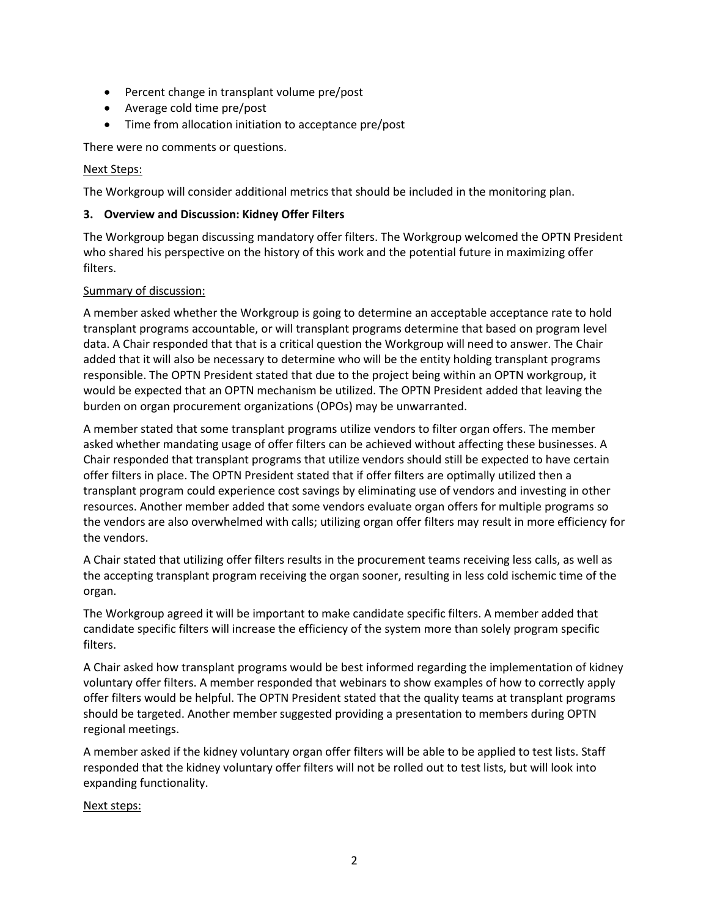- Percent change in transplant volume pre/post
- Average cold time pre/post
- Time from allocation initiation to acceptance pre/post

There were no comments or questions.

Next Steps:

The Workgroup will consider additional metrics that should be included in the monitoring plan.

**3. Overview and Discussion: Kidney Offer Filters**

The Workgroup began discussing mandatory offer filters. The Workgroup welcomed the OPTN President who shared his perspective on the history of this work and the potential future in maximizing offer filters.

Summary of discussion:

A member asked whether the Workgroup is going to determine an acceptable acceptance rate to hold transplant programs accountable, or will transplant programs determine that based on program level data. A Chair responded that that is a critical question the Workgroup will need to answer. The Chair added that it will also be necessary to determine who will be the entity holding transplant programs responsible. The OPTN President stated that due to the project being within an OPTN workgroup, it would be expected that an OPTN mechanism be utilized. The OPTN President added that leaving the burden on organ procurement organizations (OPOs) may be unwarranted.

A member stated that some transplant programs utilize vendors to filter organ offers. The member asked whether mandating usage of offer filters can be achieved without affecting these businesses. A Chair responded that transplant programs that utilize vendors should still be expected to have certain offer filters in place. The OPTN President stated that if offer filters are optimally utilized then a transplant program could experience cost savings by eliminating use of vendors and investing in other resources. Another member added that some vendors evaluate organ offers for multiple programs so the vendors are also overwhelmed with calls; utilizing organ offer filters may result in more efficiency for the vendors.

A Chair stated that utilizing offer filters results in the procurement teams receiving less calls, as well as the accepting transplant program receiving the organ sooner, resulting in less cold ischemic time of the organ.

The Workgroup agreed it will be important to make candidate specific filters. A member added that candidate specific filters will increase the efficiency of the system more than solely program specific filters.

A Chair asked how transplant programs would be best informed regarding the implementation of kidney voluntary offer filters. A member responded that webinars to show examples of how to correctly apply offer filters would be helpful. The OPTN President stated that the quality teams at transplant programs should be targeted. Another member suggested providing a presentation to members during OPTN regional meetings.

A member asked if the kidney voluntary organ offer filters will be able to be applied to test lists. Staff responded that the kidney voluntary offer filters will not be rolled out to test lists, but will look into expanding functionality.

Next steps: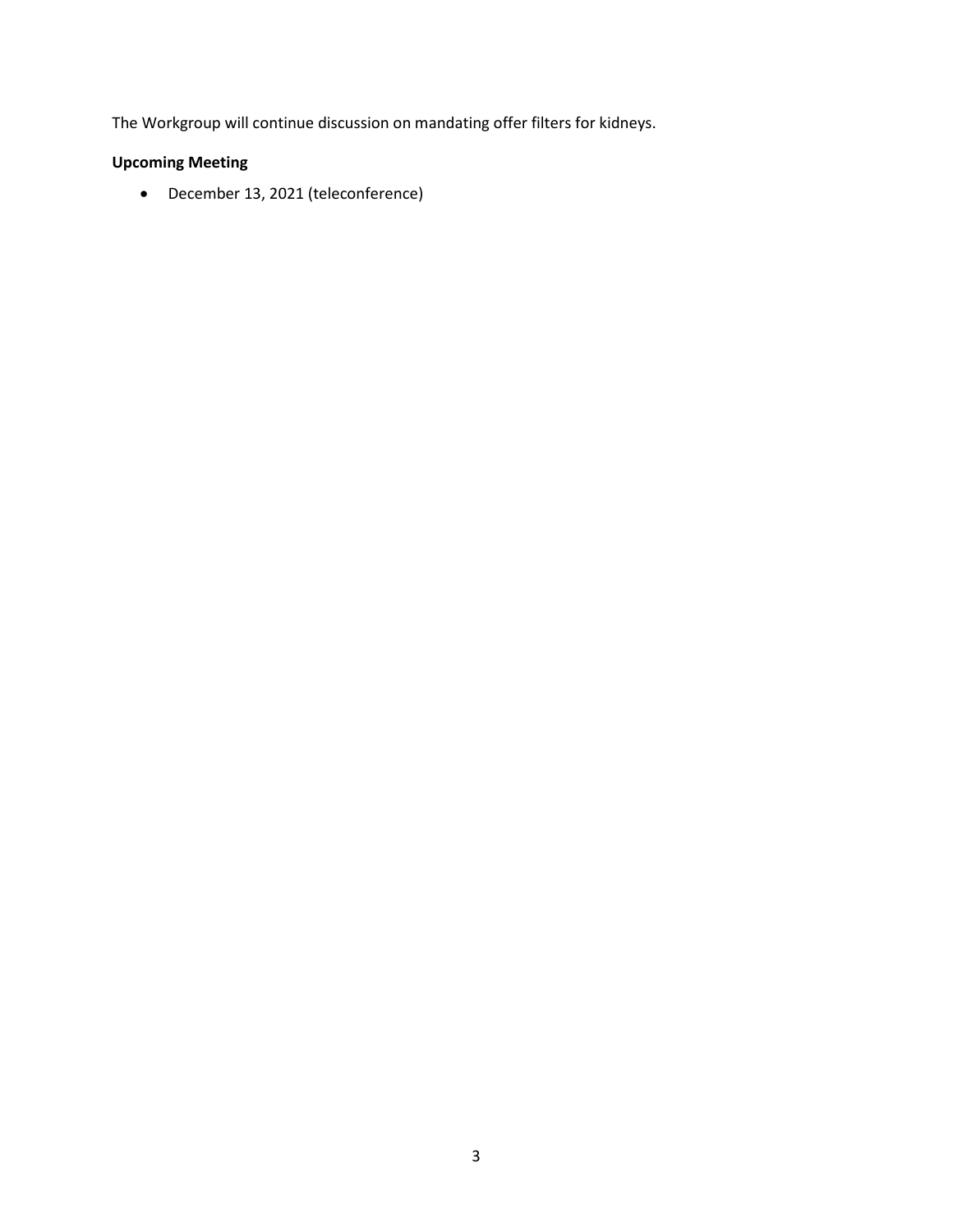The Workgroup will continue discussion on mandating offer filters for kidneys.

**Upcoming Meeting**

- December 13, 2021 (teleconference)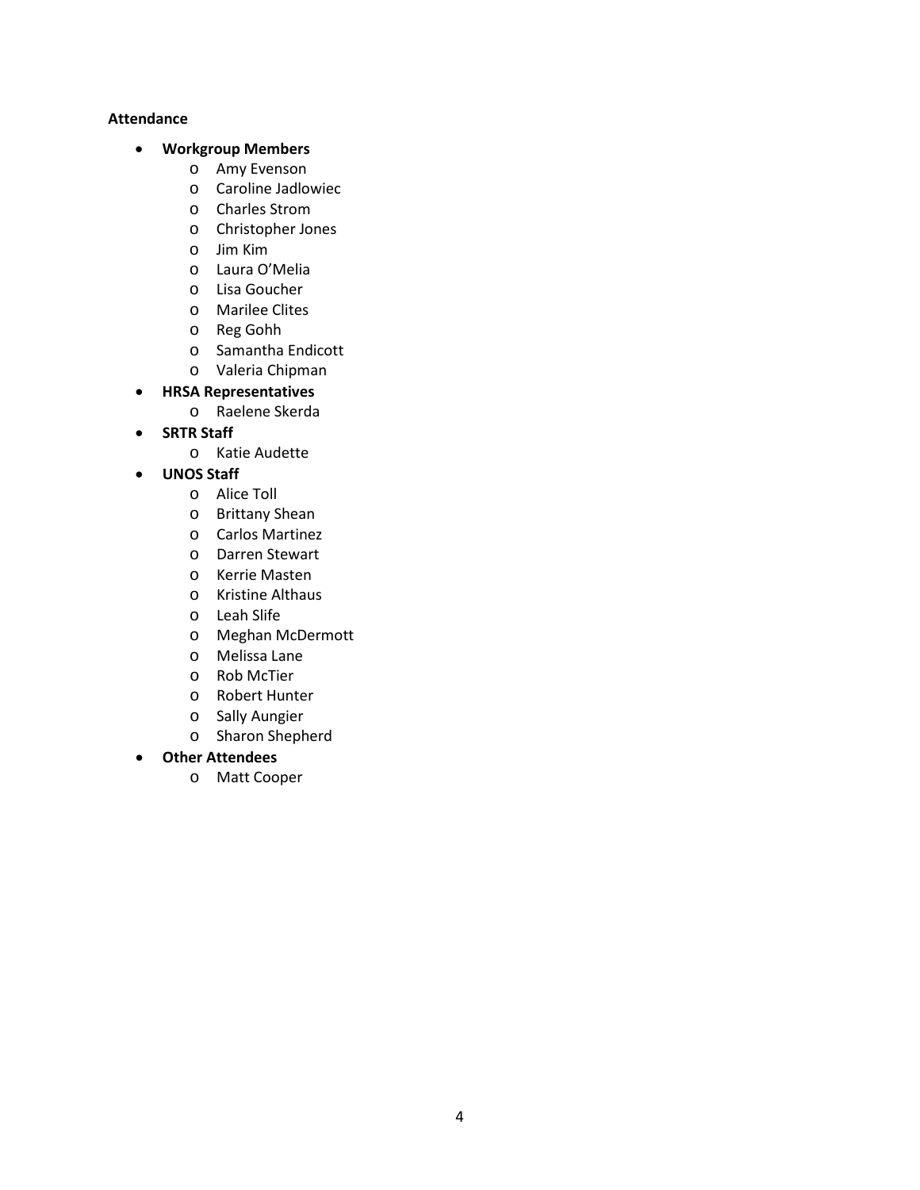**Attendance**

- **Workgroup Members**
  - Amy Evenson
  - Caroline Jadlowiec
  - Charles Strom
  - Christopher Jones
  - Jim Kim
  - Laura O'Melia
  - Lisa Goucher
  - Marilee Clites
  - Reg Gohh
  - Samantha Endicott
  - Valeria Chipman
- **HRSA Representatives**
  - Raelene Skerda
- **SRTR Staff**
  - Katie Audette
- **UNOS Staff**
  - Alice Toll
  - Brittany Shean
  - Carlos Martinez
  - Darren Stewart
  - Kerrie Masten
  - Kristine Althaus
  - Leah Slife
  - Meghan McDermott
  - Melissa Lane
  - Rob McTier
  - Robert Hunter
  - Sally Aungier
  - Sharon Shepherd
- **Other Attendees**
  - Matt Cooper